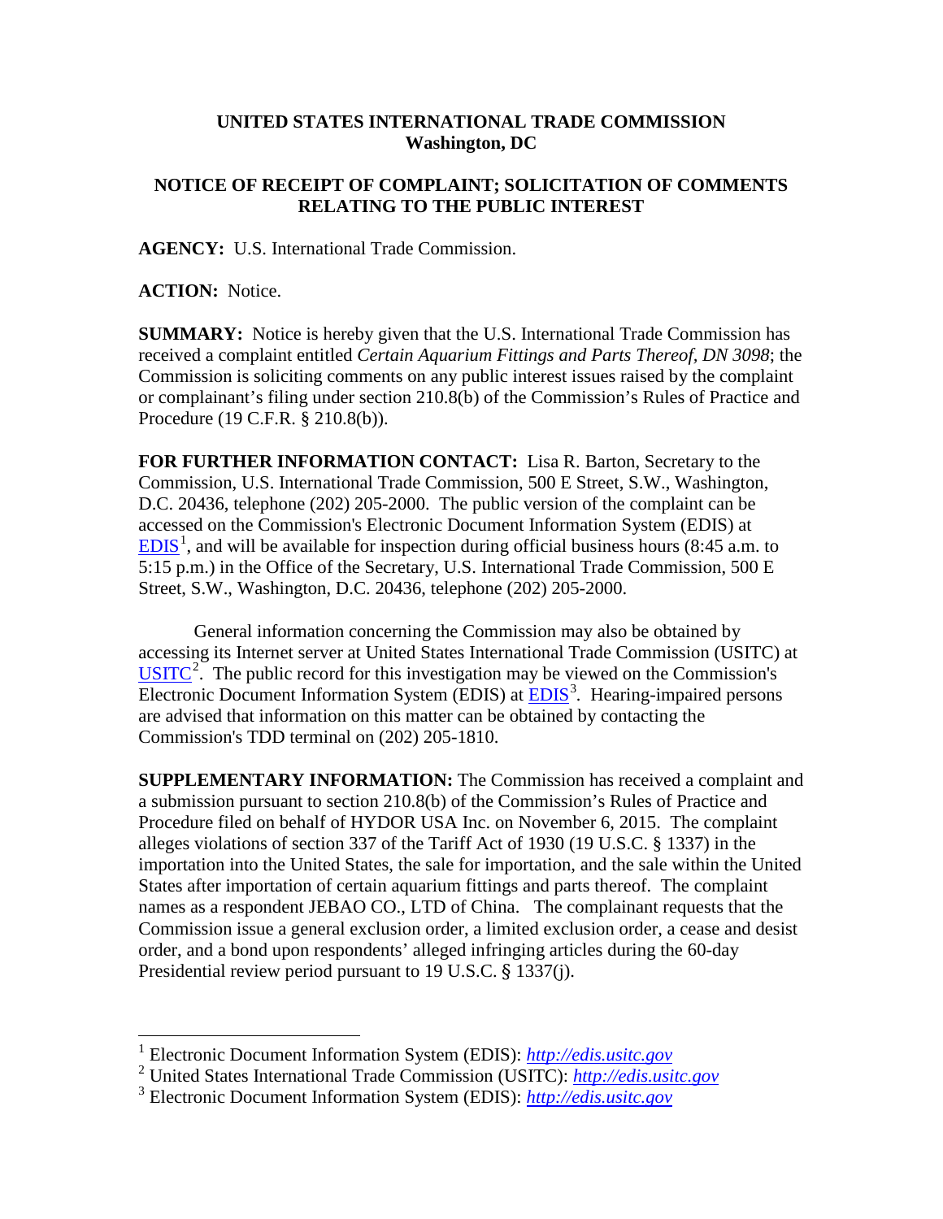**UNITED STATES INTERNATIONAL TRADE COMMISSION**
**Washington, DC**

**NOTICE OF RECEIPT OF COMPLAINT; SOLICITATION OF COMMENTS RELATING TO THE PUBLIC INTEREST**

**AGENCY:** U.S. International Trade Commission.

**ACTION:** Notice.

**SUMMARY:** Notice is hereby given that the U.S. International Trade Commission has received a complaint entitled *Certain Aquarium Fittings and Parts Thereof, DN 3098*; the Commission is soliciting comments on any public interest issues raised by the complaint or complainant's filing under section 210.8(b) of the Commission's Rules of Practice and Procedure (19 C.F.R. § 210.8(b)).

**FOR FURTHER INFORMATION CONTACT:** Lisa R. Barton, Secretary to the Commission, U.S. International Trade Commission, 500 E Street, S.W., Washington, D.C. 20436, telephone (202) 205-2000. The public version of the complaint can be accessed on the Commission's Electronic Document Information System (EDIS) at EDIS[1], and will be available for inspection during official business hours (8:45 a.m. to 5:15 p.m.) in the Office of the Secretary, U.S. International Trade Commission, 500 E Street, S.W., Washington, D.C. 20436, telephone (202) 205-2000.

General information concerning the Commission may also be obtained by accessing its Internet server at United States International Trade Commission (USITC) at USITC[2]. The public record for this investigation may be viewed on the Commission's Electronic Document Information System (EDIS) at EDIS[3]. Hearing-impaired persons are advised that information on this matter can be obtained by contacting the Commission's TDD terminal on (202) 205-1810.

**SUPPLEMENTARY INFORMATION:** The Commission has received a complaint and a submission pursuant to section 210.8(b) of the Commission's Rules of Practice and Procedure filed on behalf of HYDOR USA Inc. on November 6, 2015. The complaint alleges violations of section 337 of the Tariff Act of 1930 (19 U.S.C. § 1337) in the importation into the United States, the sale for importation, and the sale within the United States after importation of certain aquarium fittings and parts thereof. The complaint names as a respondent JEBAO CO., LTD of China. The complainant requests that the Commission issue a general exclusion order, a limited exclusion order, a cease and desist order, and a bond upon respondents' alleged infringing articles during the 60-day Presidential review period pursuant to 19 U.S.C. § 1337(j).

---

[1] Electronic Document Information System (EDIS): *http://edis.usitc.gov*

[2] United States International Trade Commission (USITC): *http://edis.usitc.gov*

[3] Electronic Document Information System (EDIS): *http://edis.usitc.gov*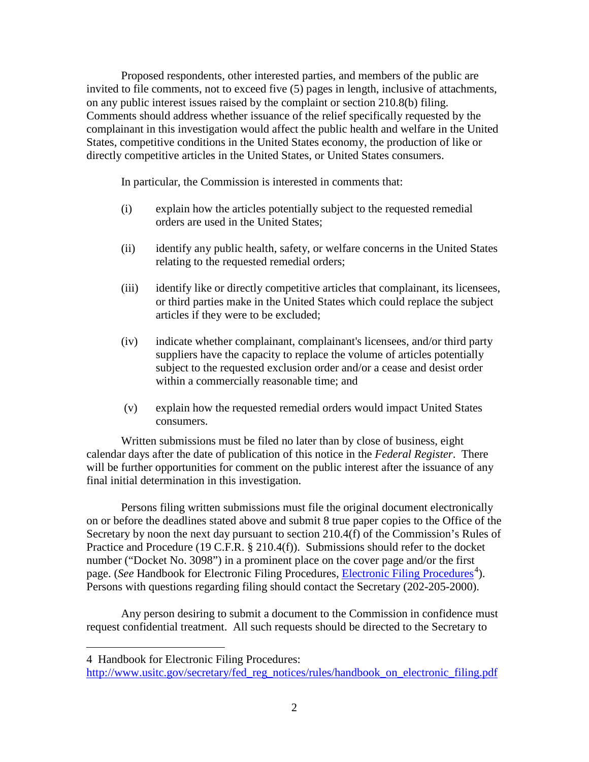Proposed respondents, other interested parties, and members of the public are invited to file comments, not to exceed five (5) pages in length, inclusive of attachments, on any public interest issues raised by the complaint or section 210.8(b) filing. Comments should address whether issuance of the relief specifically requested by the complainant in this investigation would affect the public health and welfare in the United States, competitive conditions in the United States economy, the production of like or directly competitive articles in the United States, or United States consumers.

In particular, the Commission is interested in comments that:

(i) explain how the articles potentially subject to the requested remedial orders are used in the United States;

(ii) identify any public health, safety, or welfare concerns in the United States relating to the requested remedial orders;

(iii) identify like or directly competitive articles that complainant, its licensees, or third parties make in the United States which could replace the subject articles if they were to be excluded;

(iv) indicate whether complainant, complainant's licensees, and/or third party suppliers have the capacity to replace the volume of articles potentially subject to the requested exclusion order and/or a cease and desist order within a commercially reasonable time; and

(v) explain how the requested remedial orders would impact United States consumers.

Written submissions must be filed no later than by close of business, eight calendar days after the date of publication of this notice in the *Federal Register*. There will be further opportunities for comment on the public interest after the issuance of any final initial determination in this investigation.

Persons filing written submissions must file the original document electronically on or before the deadlines stated above and submit 8 true paper copies to the Office of the Secretary by noon the next day pursuant to section 210.4(f) of the Commission's Rules of Practice and Procedure (19 C.F.R. § 210.4(f)). Submissions should refer to the docket number ("Docket No. 3098") in a prominent place on the cover page and/or the first page. (*See* Handbook for Electronic Filing Procedures, Electronic Filing Procedures[4]). Persons with questions regarding filing should contact the Secretary (202-205-2000).

Any person desiring to submit a document to the Commission in confidence must request confidential treatment. All such requests should be directed to the Secretary to

---

4 Handbook for Electronic Filing Procedures: http://www.usitc.gov/secretary/fed_reg_notices/rules/handbook_on_electronic_filing.pdf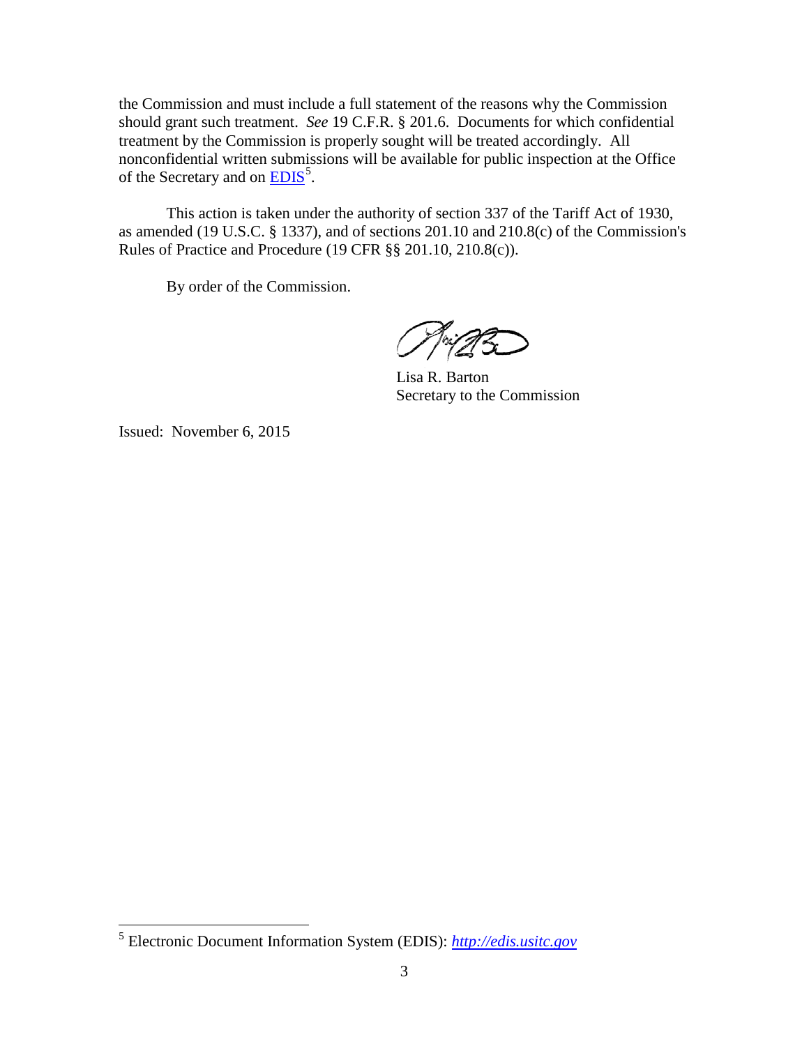the Commission and must include a full statement of the reasons why the Commission should grant such treatment. *See* 19 C.F.R. § 201.6. Documents for which confidential treatment by the Commission is properly sought will be treated accordingly. All nonconfidential written submissions will be available for public inspection at the Office of the Secretary and on EDIS[5].

This action is taken under the authority of section 337 of the Tariff Act of 1930, as amended (19 U.S.C. § 1337), and of sections 201.10 and 210.8(c) of the Commission's Rules of Practice and Procedure (19 CFR §§ 201.10, 210.8(c)).

By order of the Commission.

Lisa R. Barton
Secretary to the Commission

Issued: November 6, 2015

---

[5] Electronic Document Information System (EDIS): *http://edis.usitc.gov*